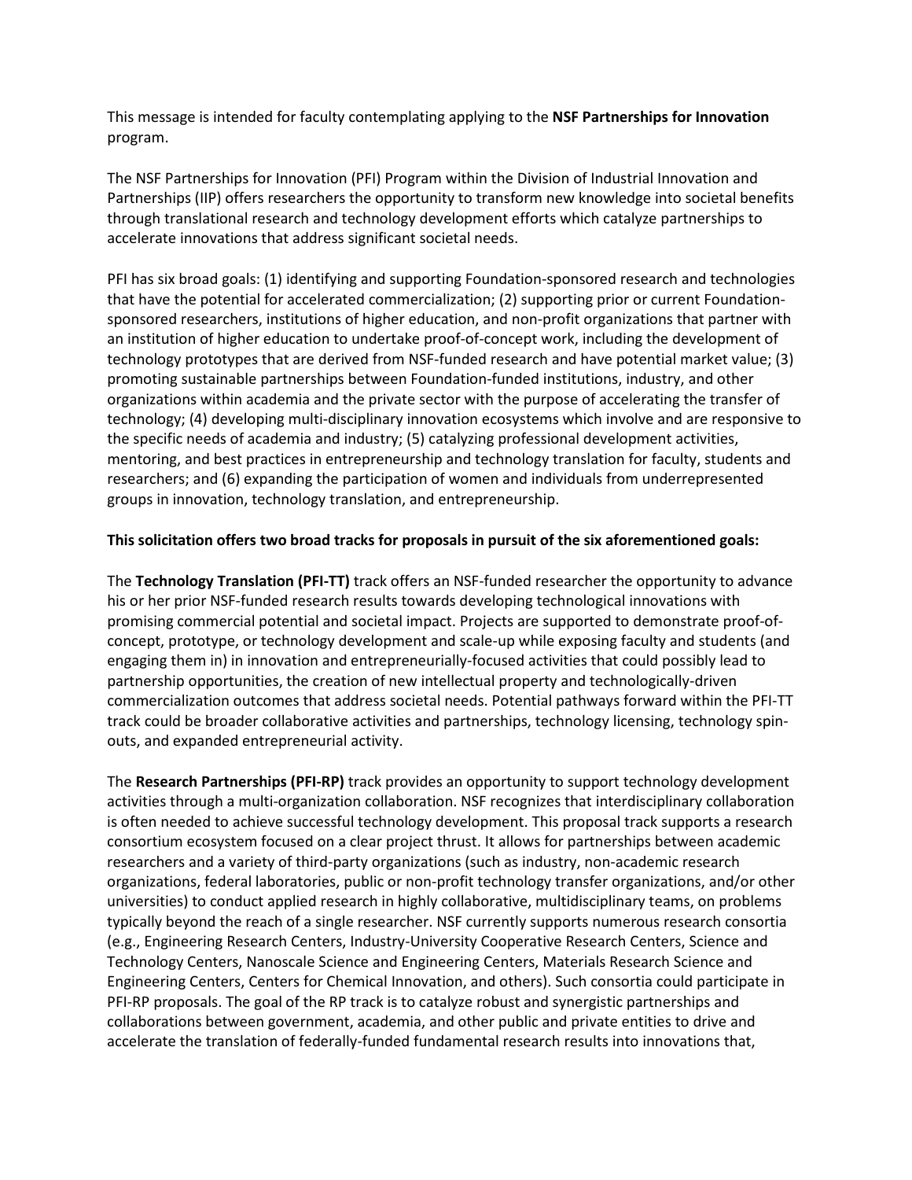This message is intended for faculty contemplating applying to the **NSF Partnerships for Innovation** program.

The NSF Partnerships for Innovation (PFI) Program within the Division of Industrial Innovation and Partnerships (IIP) offers researchers the opportunity to transform new knowledge into societal benefits through translational research and technology development efforts which catalyze partnerships to accelerate innovations that address significant societal needs.

PFI has six broad goals: (1) identifying and supporting Foundation-sponsored research and technologies that have the potential for accelerated commercialization; (2) supporting prior or current Foundation-sponsored researchers, institutions of higher education, and non-profit organizations that partner with an institution of higher education to undertake proof-of-concept work, including the development of technology prototypes that are derived from NSF-funded research and have potential market value; (3) promoting sustainable partnerships between Foundation-funded institutions, industry, and other organizations within academia and the private sector with the purpose of accelerating the transfer of technology; (4) developing multi-disciplinary innovation ecosystems which involve and are responsive to the specific needs of academia and industry; (5) catalyzing professional development activities, mentoring, and best practices in entrepreneurship and technology translation for faculty, students and researchers; and (6) expanding the participation of women and individuals from underrepresented groups in innovation, technology translation, and entrepreneurship.

**This solicitation offers two broad tracks for proposals in pursuit of the six aforementioned goals:**

The **Technology Translation (PFI-TT)** track offers an NSF-funded researcher the opportunity to advance his or her prior NSF-funded research results towards developing technological innovations with promising commercial potential and societal impact. Projects are supported to demonstrate proof-of-concept, prototype, or technology development and scale-up while exposing faculty and students (and engaging them in) in innovation and entrepreneurially-focused activities that could possibly lead to partnership opportunities, the creation of new intellectual property and technologically-driven commercialization outcomes that address societal needs. Potential pathways forward within the PFI-TT track could be broader collaborative activities and partnerships, technology licensing, technology spin-outs, and expanded entrepreneurial activity.

The **Research Partnerships (PFI-RP)** track provides an opportunity to support technology development activities through a multi-organization collaboration. NSF recognizes that interdisciplinary collaboration is often needed to achieve successful technology development. This proposal track supports a research consortium ecosystem focused on a clear project thrust. It allows for partnerships between academic researchers and a variety of third-party organizations (such as industry, non-academic research organizations, federal laboratories, public or non-profit technology transfer organizations, and/or other universities) to conduct applied research in highly collaborative, multidisciplinary teams, on problems typically beyond the reach of a single researcher. NSF currently supports numerous research consortia (e.g., Engineering Research Centers, Industry-University Cooperative Research Centers, Science and Technology Centers, Nanoscale Science and Engineering Centers, Materials Research Science and Engineering Centers, Centers for Chemical Innovation, and others). Such consortia could participate in PFI-RP proposals. The goal of the RP track is to catalyze robust and synergistic partnerships and collaborations between government, academia, and other public and private entities to drive and accelerate the translation of federally-funded fundamental research results into innovations that,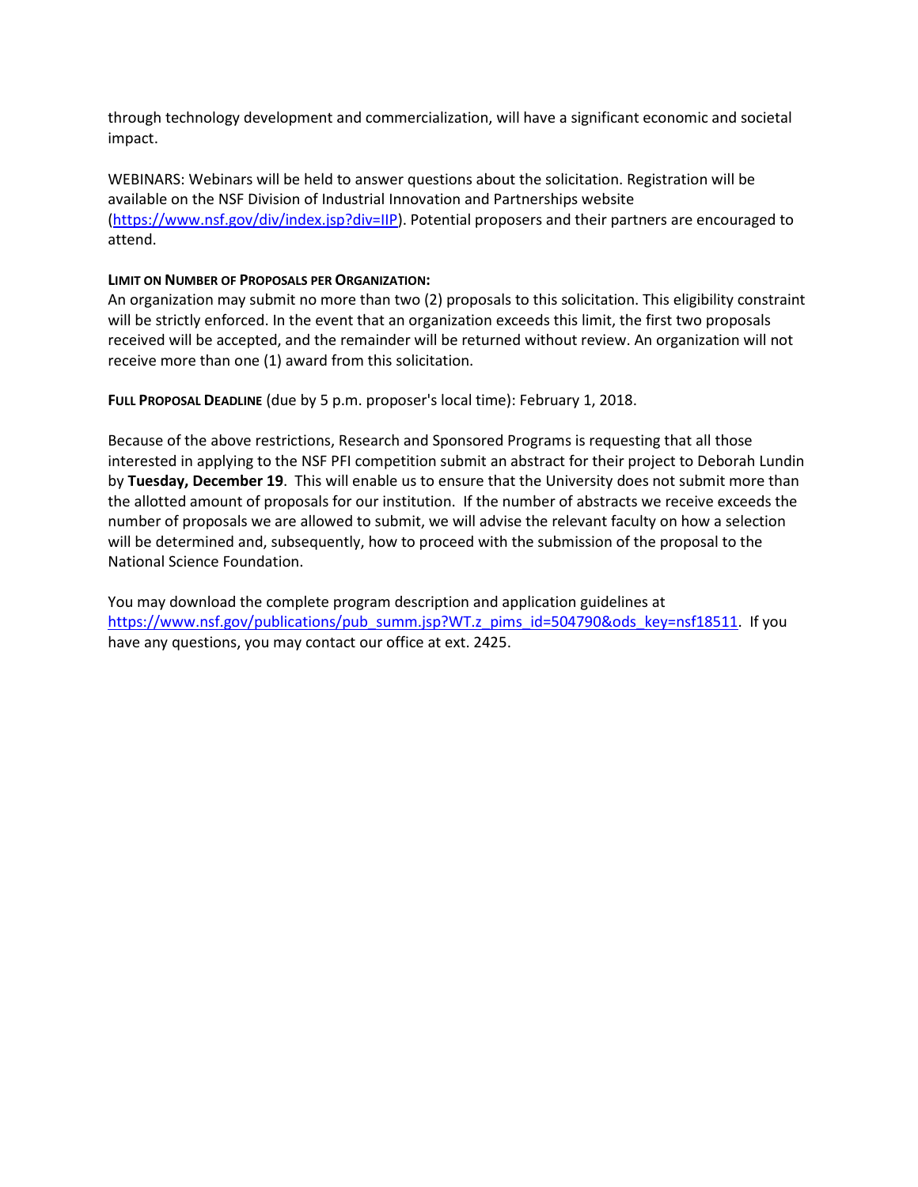through technology development and commercialization, will have a significant economic and societal impact.

WEBINARS: Webinars will be held to answer questions about the solicitation. Registration will be available on the NSF Division of Industrial Innovation and Partnerships website (https://www.nsf.gov/div/index.jsp?div=IIP). Potential proposers and their partners are encouraged to attend.

**LIMIT ON NUMBER OF PROPOSALS PER ORGANIZATION:**
An organization may submit no more than two (2) proposals to this solicitation. This eligibility constraint will be strictly enforced. In the event that an organization exceeds this limit, the first two proposals received will be accepted, and the remainder will be returned without review. An organization will not receive more than one (1) award from this solicitation.

**FULL PROPOSAL DEADLINE** (due by 5 p.m. proposer's local time): February 1, 2018.

Because of the above restrictions, Research and Sponsored Programs is requesting that all those interested in applying to the NSF PFI competition submit an abstract for their project to Deborah Lundin by **Tuesday, December 19**. This will enable us to ensure that the University does not submit more than the allotted amount of proposals for our institution. If the number of abstracts we receive exceeds the number of proposals we are allowed to submit, we will advise the relevant faculty on how a selection will be determined and, subsequently, how to proceed with the submission of the proposal to the National Science Foundation.

You may download the complete program description and application guidelines at https://www.nsf.gov/publications/pub_summ.jsp?WT.z_pims_id=504790&ods_key=nsf18511. If you have any questions, you may contact our office at ext. 2425.